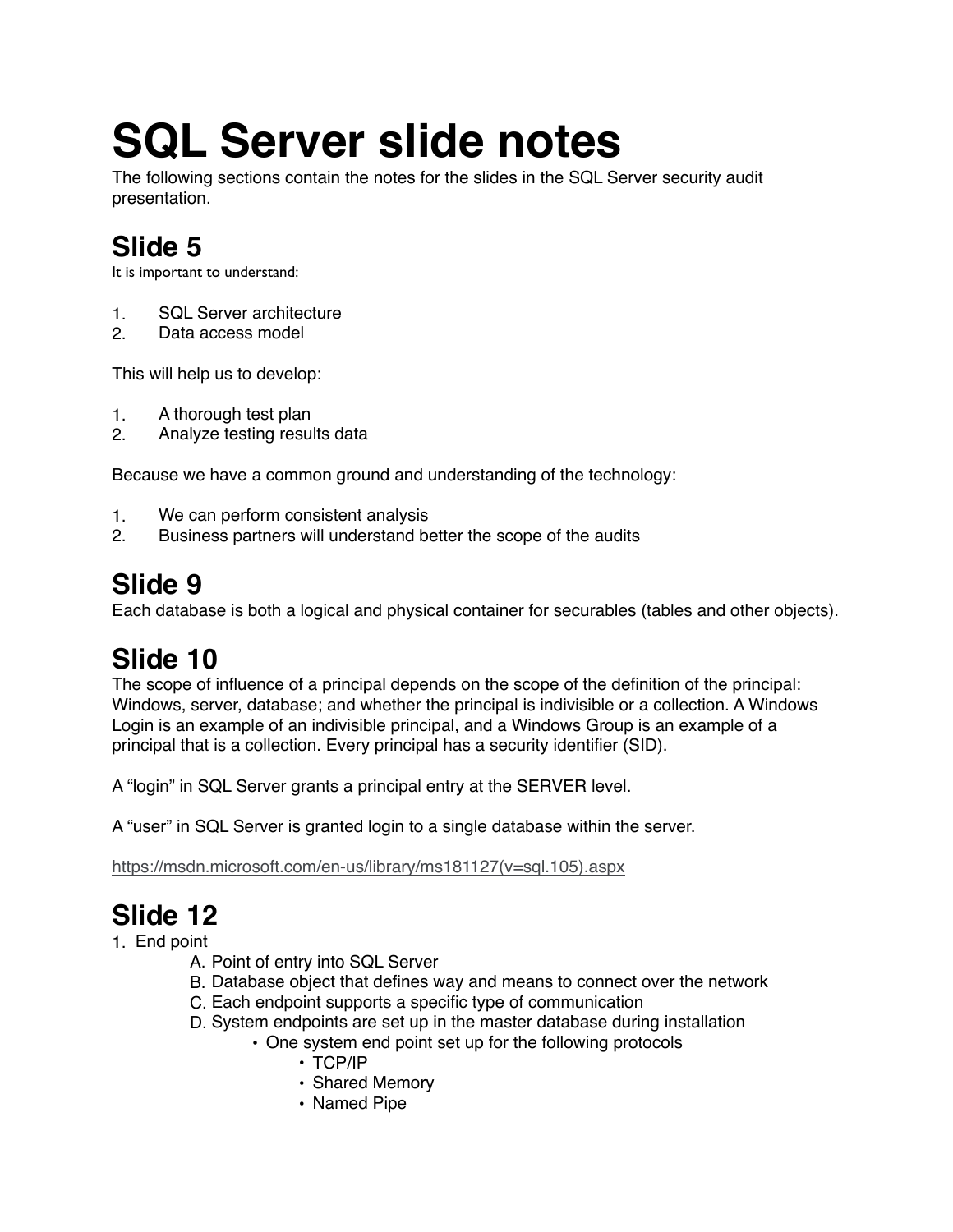# SQL Server slide notes

The following sections contain the notes for the slides in the SQL Server security audit presentation.

## Slide 5

It is important to understand:

1. SQL Server architecture
2. Data access model

This will help us to develop:

1. A thorough test plan
2. Analyze testing results data

Because we have a common ground and understanding of the technology:

1. We can perform consistent analysis
2. Business partners will understand better the scope of the audits

## Slide 9

Each database is both a logical and physical container for securables (tables and other objects).

## Slide 10

The scope of influence of a principal depends on the scope of the definition of the principal: Windows, server, database; and whether the principal is indivisible or a collection. A Windows Login is an example of an indivisible principal, and a Windows Group is an example of a principal that is a collection. Every principal has a security identifier (SID).

A "login" in SQL Server grants a principal entry at the SERVER level.

A "user" in SQL Server is granted login to a single database within the server.

https://msdn.microsoft.com/en-us/library/ms181127(v=sql.105).aspx

## Slide 12

1. End point
    - A. Point of entry into SQL Server
    - B. Database object that defines way and means to connect over the network
    - C. Each endpoint supports a specific type of communication
    - D. System endpoints are set up in the master database during installation
        - One system end point set up for the following protocols
            - TCP/IP
            - Shared Memory
            - Named Pipe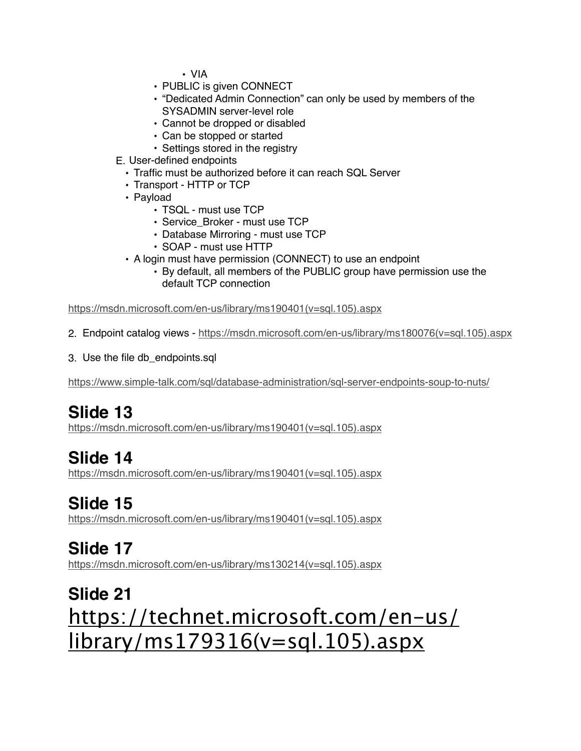- VIA
        - PUBLIC is given CONNECT
        - "Dedicated Admin Connection" can only be used by members of the SYSADMIN server-level role
        - Cannot be dropped or disabled
        - Can be stopped or started
        - Settings stored in the registry

E. User-defined endpoints
    - Traffic must be authorized before it can reach SQL Server
    - Transport - HTTP or TCP
    - Payload
        - TSQL - must use TCP
        - Service_Broker - must use TCP
        - Database Mirroring - must use TCP
        - SOAP - must use HTTP
    - A login must have permission (CONNECT) to use an endpoint
        - By default, all members of the PUBLIC group have permission use the default TCP connection

https://msdn.microsoft.com/en-us/library/ms190401(v=sql.105).aspx

2. Endpoint catalog views - https://msdn.microsoft.com/en-us/library/ms180076(v=sql.105).aspx

3. Use the file db_endpoints.sql

https://www.simple-talk.com/sql/database-administration/sql-server-endpoints-soup-to-nuts/

## Slide 13

https://msdn.microsoft.com/en-us/library/ms190401(v=sql.105).aspx

## Slide 14

https://msdn.microsoft.com/en-us/library/ms190401(v=sql.105).aspx

## Slide 15

https://msdn.microsoft.com/en-us/library/ms190401(v=sql.105).aspx

## Slide 17

https://msdn.microsoft.com/en-us/library/ms130214(v=sql.105).aspx

## Slide 21

https://technet.microsoft.com/en-us/library/ms179316(v=sql.105).aspx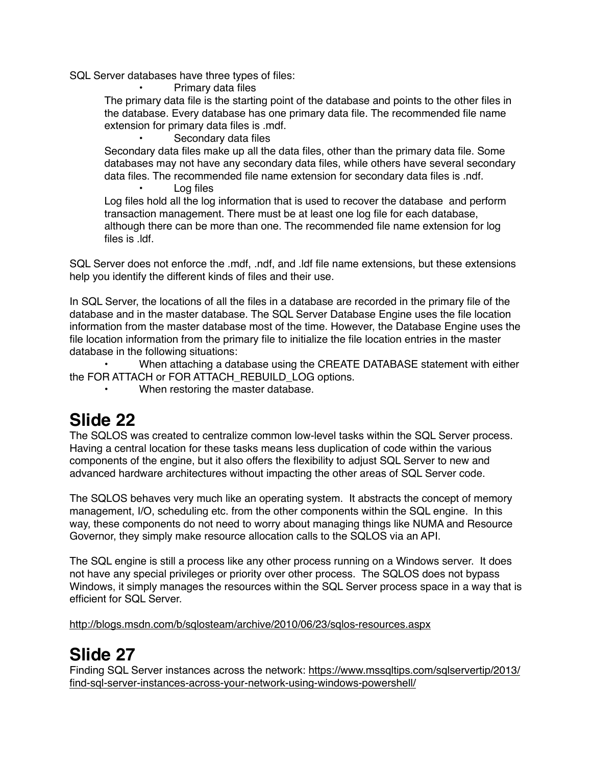SQL Server databases have three types of files:

- Primary data files

  The primary data file is the starting point of the database and points to the other files in the database. Every database has one primary data file. The recommended file name extension for primary data files is .mdf.

- Secondary data files

  Secondary data files make up all the data files, other than the primary data file. Some databases may not have any secondary data files, while others have several secondary data files. The recommended file name extension for secondary data files is .ndf.

- Log files

  Log files hold all the log information that is used to recover the database and perform transaction management. There must be at least one log file for each database, although there can be more than one. The recommended file name extension for log files is .ldf.

SQL Server does not enforce the .mdf, .ndf, and .ldf file name extensions, but these extensions help you identify the different kinds of files and their use.

In SQL Server, the locations of all the files in a database are recorded in the primary file of the database and in the master database. The SQL Server Database Engine uses the file location information from the master database most of the time. However, the Database Engine uses the file location information from the primary file to initialize the file location entries in the master database in the following situations:

- When attaching a database using the CREATE DATABASE statement with either the FOR ATTACH or FOR ATTACH_REBUILD_LOG options.
- When restoring the master database.

# Slide 22

The SQLOS was created to centralize common low-level tasks within the SQL Server process. Having a central location for these tasks means less duplication of code within the various components of the engine, but it also offers the flexibility to adjust SQL Server to new and advanced hardware architectures without impacting the other areas of SQL Server code.

The SQLOS behaves very much like an operating system. It abstracts the concept of memory management, I/O, scheduling etc. from the other components within the SQL engine. In this way, these components do not need to worry about managing things like NUMA and Resource Governor, they simply make resource allocation calls to the SQLOS via an API.

The SQL engine is still a process like any other process running on a Windows server. It does not have any special privileges or priority over other process. The SQLOS does not bypass Windows, it simply manages the resources within the SQL Server process space in a way that is efficient for SQL Server.

http://blogs.msdn.com/b/sqlosteam/archive/2010/06/23/sqlos-resources.aspx

# Slide 27

Finding SQL Server instances across the network: https://www.mssqltips.com/sqlservertip/2013/find-sql-server-instances-across-your-network-using-windows-powershell/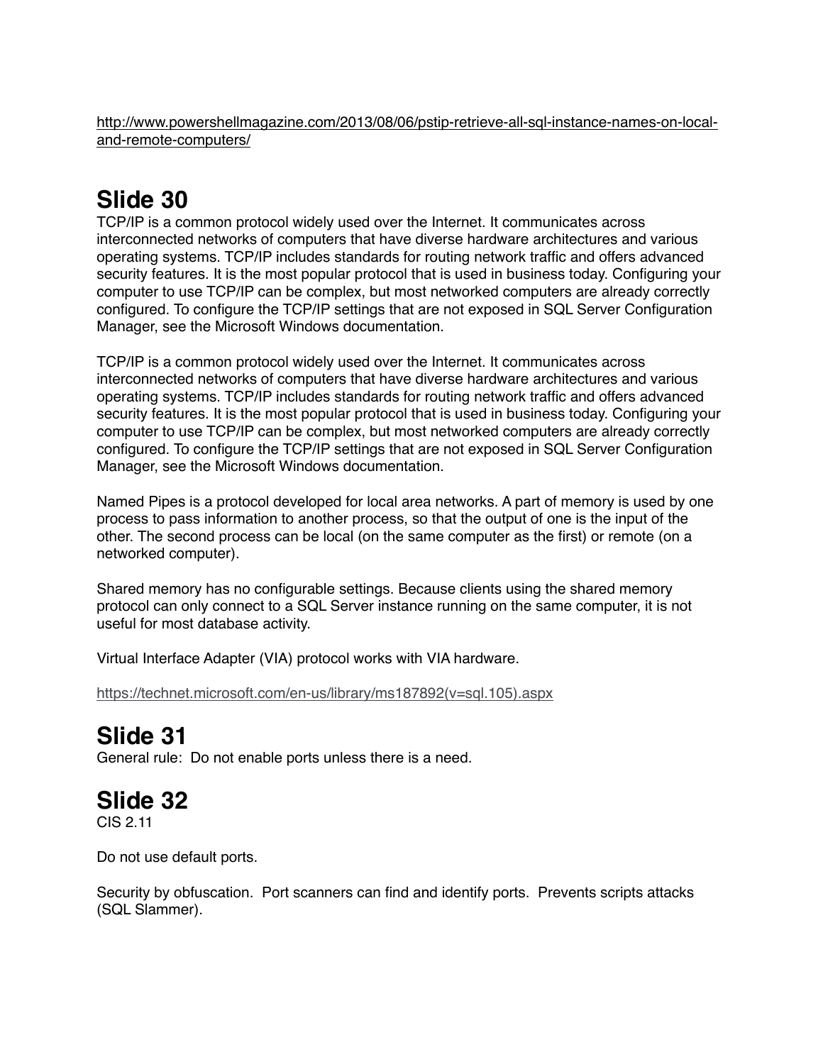http://www.powershellmagazine.com/2013/08/06/pstip-retrieve-all-sql-instance-names-on-local-and-remote-computers/

## Slide 30

TCP/IP is a common protocol widely used over the Internet. It communicates across interconnected networks of computers that have diverse hardware architectures and various operating systems. TCP/IP includes standards for routing network traffic and offers advanced security features. It is the most popular protocol that is used in business today. Configuring your computer to use TCP/IP can be complex, but most networked computers are already correctly configured. To configure the TCP/IP settings that are not exposed in SQL Server Configuration Manager, see the Microsoft Windows documentation.

TCP/IP is a common protocol widely used over the Internet. It communicates across interconnected networks of computers that have diverse hardware architectures and various operating systems. TCP/IP includes standards for routing network traffic and offers advanced security features. It is the most popular protocol that is used in business today. Configuring your computer to use TCP/IP can be complex, but most networked computers are already correctly configured. To configure the TCP/IP settings that are not exposed in SQL Server Configuration Manager, see the Microsoft Windows documentation.

Named Pipes is a protocol developed for local area networks. A part of memory is used by one process to pass information to another process, so that the output of one is the input of the other. The second process can be local (on the same computer as the first) or remote (on a networked computer).

Shared memory has no configurable settings. Because clients using the shared memory protocol can only connect to a SQL Server instance running on the same computer, it is not useful for most database activity.

Virtual Interface Adapter (VIA) protocol works with VIA hardware.

https://technet.microsoft.com/en-us/library/ms187892(v=sql.105).aspx

## Slide 31

General rule: Do not enable ports unless there is a need.

## Slide 32

CIS 2.11

Do not use default ports.

Security by obfuscation. Port scanners can find and identify ports. Prevents scripts attacks (SQL Slammer).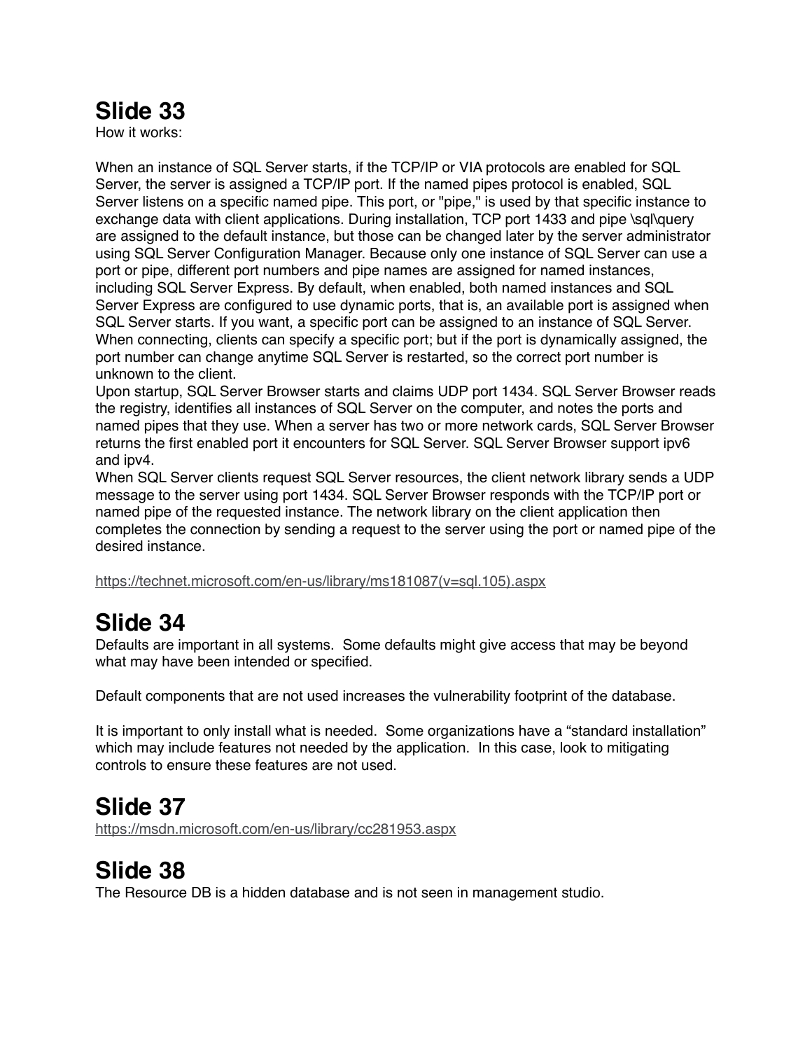# Slide 33

How it works:

When an instance of SQL Server starts, if the TCP/IP or VIA protocols are enabled for SQL Server, the server is assigned a TCP/IP port. If the named pipes protocol is enabled, SQL Server listens on a specific named pipe. This port, or "pipe," is used by that specific instance to exchange data with client applications. During installation, TCP port 1433 and pipe \sql\query are assigned to the default instance, but those can be changed later by the server administrator using SQL Server Configuration Manager. Because only one instance of SQL Server can use a port or pipe, different port numbers and pipe names are assigned for named instances, including SQL Server Express. By default, when enabled, both named instances and SQL Server Express are configured to use dynamic ports, that is, an available port is assigned when SQL Server starts. If you want, a specific port can be assigned to an instance of SQL Server. When connecting, clients can specify a specific port; but if the port is dynamically assigned, the port number can change anytime SQL Server is restarted, so the correct port number is unknown to the client.
Upon startup, SQL Server Browser starts and claims UDP port 1434. SQL Server Browser reads the registry, identifies all instances of SQL Server on the computer, and notes the ports and named pipes that they use. When a server has two or more network cards, SQL Server Browser returns the first enabled port it encounters for SQL Server. SQL Server Browser support ipv6 and ipv4.
When SQL Server clients request SQL Server resources, the client network library sends a UDP message to the server using port 1434. SQL Server Browser responds with the TCP/IP port or named pipe of the requested instance. The network library on the client application then completes the connection by sending a request to the server using the port or named pipe of the desired instance.

https://technet.microsoft.com/en-us/library/ms181087(v=sql.105).aspx

# Slide 34

Defaults are important in all systems. Some defaults might give access that may be beyond what may have been intended or specified.

Default components that are not used increases the vulnerability footprint of the database.

It is important to only install what is needed. Some organizations have a "standard installation" which may include features not needed by the application. In this case, look to mitigating controls to ensure these features are not used.

# Slide 37

https://msdn.microsoft.com/en-us/library/cc281953.aspx

# Slide 38

The Resource DB is a hidden database and is not seen in management studio.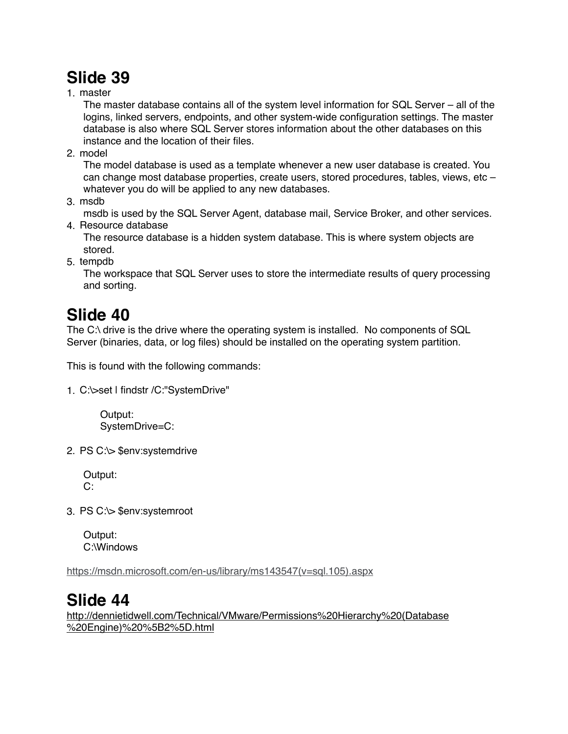# Slide 39

1. master
   The master database contains all of the system level information for SQL Server – all of the logins, linked servers, endpoints, and other system-wide configuration settings. The master database is also where SQL Server stores information about the other databases on this instance and the location of their files.
2. model
   The model database is used as a template whenever a new user database is created. You can change most database properties, create users, stored procedures, tables, views, etc – whatever you do will be applied to any new databases.
3. msdb
   msdb is used by the SQL Server Agent, database mail, Service Broker, and other services.
4. Resource database
   The resource database is a hidden system database. This is where system objects are stored.
5. tempdb
   The workspace that SQL Server uses to store the intermediate results of query processing and sorting.

# Slide 40

The C:\ drive is the drive where the operating system is installed. No components of SQL Server (binaries, data, or log files) should be installed on the operating system partition.

This is found with the following commands:

1. C:\>set | findstr /C:"SystemDrive"

   ```
   Output:
   SystemDrive=C:
   ```

2. PS C:\> $env:systemdrive

   ```
   Output:
   C:
   ```

3. PS C:\> $env:systemroot

   ```
   Output:
   C:\Windows
   ```

https://msdn.microsoft.com/en-us/library/ms143547(v=sql.105).aspx

# Slide 44

http://dennietidwell.com/Technical/VMware/Permissions%20Hierarchy%20(Database%20Engine)%20%5B2%5D.html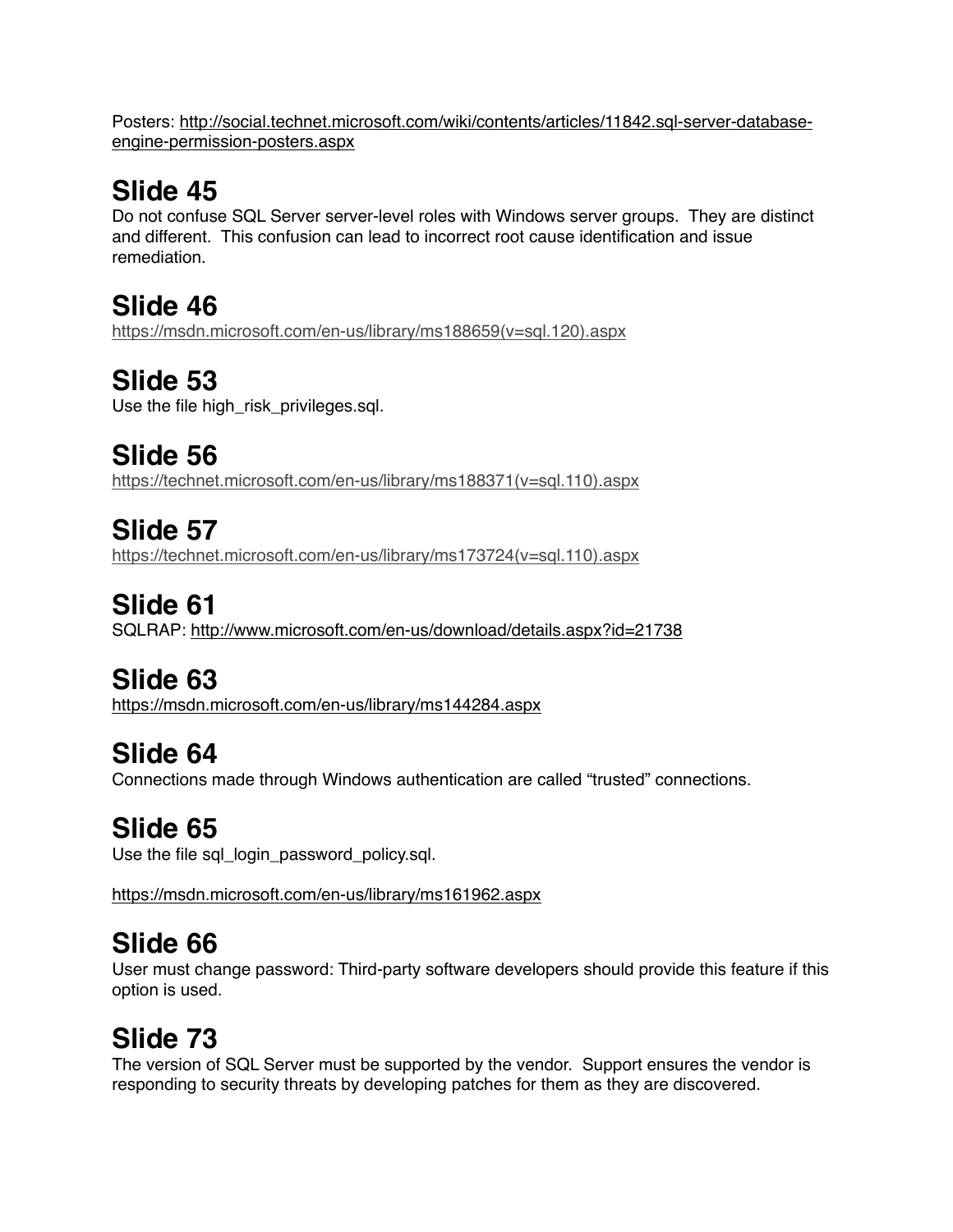Posters: http://social.technet.microsoft.com/wiki/contents/articles/11842.sql-server-database-engine-permission-posters.aspx

## Slide 45

Do not confuse SQL Server server-level roles with Windows server groups. They are distinct and different. This confusion can lead to incorrect root cause identification and issue remediation.

## Slide 46

https://msdn.microsoft.com/en-us/library/ms188659(v=sql.120).aspx

## Slide 53

Use the file high_risk_privileges.sql.

## Slide 56

https://technet.microsoft.com/en-us/library/ms188371(v=sql.110).aspx

## Slide 57

https://technet.microsoft.com/en-us/library/ms173724(v=sql.110).aspx

## Slide 61

SQLRAP: http://www.microsoft.com/en-us/download/details.aspx?id=21738

## Slide 63

https://msdn.microsoft.com/en-us/library/ms144284.aspx

## Slide 64

Connections made through Windows authentication are called “trusted” connections.

## Slide 65

Use the file sql_login_password_policy.sql.

https://msdn.microsoft.com/en-us/library/ms161962.aspx

## Slide 66

User must change password: Third-party software developers should provide this feature if this option is used.

## Slide 73

The version of SQL Server must be supported by the vendor. Support ensures the vendor is responding to security threats by developing patches for them as they are discovered.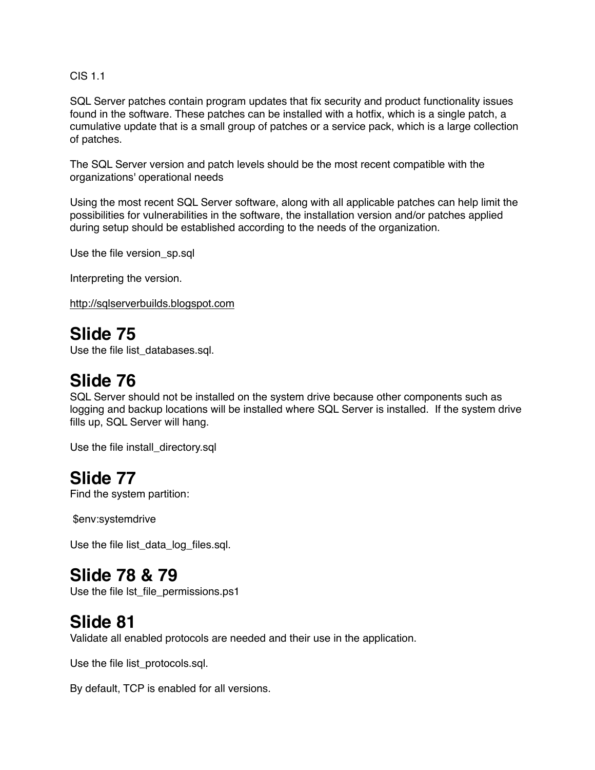CIS 1.1

SQL Server patches contain program updates that fix security and product functionality issues found in the software. These patches can be installed with a hotfix, which is a single patch, a cumulative update that is a small group of patches or a service pack, which is a large collection of patches.

The SQL Server version and patch levels should be the most recent compatible with the organizations' operational needs

Using the most recent SQL Server software, along with all applicable patches can help limit the possibilities for vulnerabilities in the software, the installation version and/or patches applied during setup should be established according to the needs of the organization.

Use the file version_sp.sql

Interpreting the version.

http://sqlserverbuilds.blogspot.com

# Slide 75

Use the file list_databases.sql.

# Slide 76

SQL Server should not be installed on the system drive because other components such as logging and backup locations will be installed where SQL Server is installed. If the system drive fills up, SQL Server will hang.

Use the file install_directory.sql

# Slide 77

Find the system partition:

```
$env:systemdrive
```

Use the file list_data_log_files.sql.

# Slide 78 & 79

Use the file lst_file_permissions.ps1

# Slide 81

Validate all enabled protocols are needed and their use in the application.

Use the file list_protocols.sql.

By default, TCP is enabled for all versions.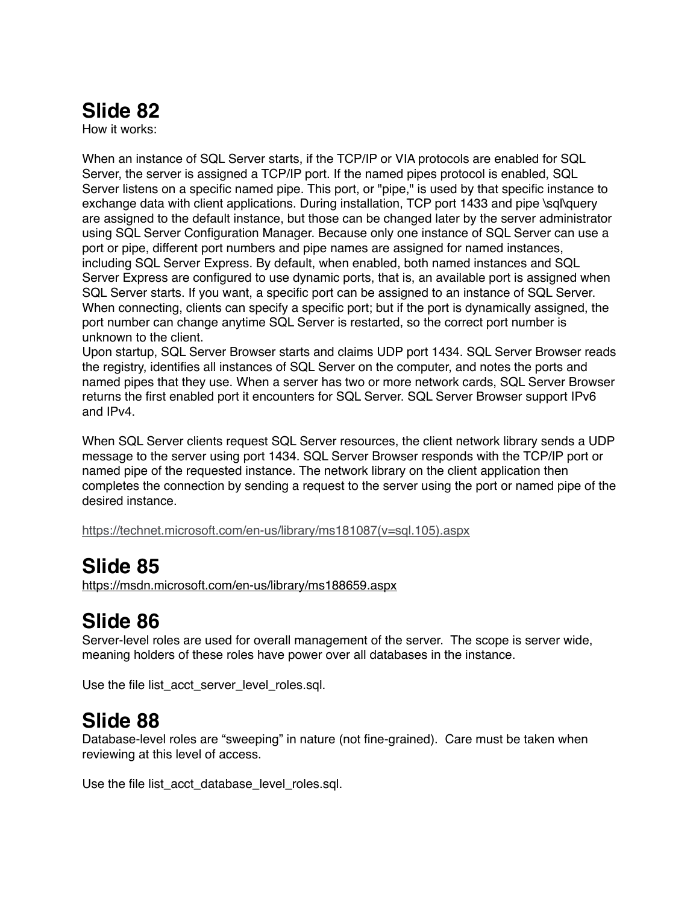# Slide 82

How it works:

When an instance of SQL Server starts, if the TCP/IP or VIA protocols are enabled for SQL Server, the server is assigned a TCP/IP port. If the named pipes protocol is enabled, SQL Server listens on a specific named pipe. This port, or "pipe," is used by that specific instance to exchange data with client applications. During installation, TCP port 1433 and pipe \sql\query are assigned to the default instance, but those can be changed later by the server administrator using SQL Server Configuration Manager. Because only one instance of SQL Server can use a port or pipe, different port numbers and pipe names are assigned for named instances, including SQL Server Express. By default, when enabled, both named instances and SQL Server Express are configured to use dynamic ports, that is, an available port is assigned when SQL Server starts. If you want, a specific port can be assigned to an instance of SQL Server. When connecting, clients can specify a specific port; but if the port is dynamically assigned, the port number can change anytime SQL Server is restarted, so the correct port number is unknown to the client.
Upon startup, SQL Server Browser starts and claims UDP port 1434. SQL Server Browser reads the registry, identifies all instances of SQL Server on the computer, and notes the ports and named pipes that they use. When a server has two or more network cards, SQL Server Browser returns the first enabled port it encounters for SQL Server. SQL Server Browser support IPv6 and IPv4.

When SQL Server clients request SQL Server resources, the client network library sends a UDP message to the server using port 1434. SQL Server Browser responds with the TCP/IP port or named pipe of the requested instance. The network library on the client application then completes the connection by sending a request to the server using the port or named pipe of the desired instance.

https://technet.microsoft.com/en-us/library/ms181087(v=sql.105).aspx

# Slide 85

https://msdn.microsoft.com/en-us/library/ms188659.aspx

# Slide 86

Server-level roles are used for overall management of the server. The scope is server wide, meaning holders of these roles have power over all databases in the instance.

Use the file list_acct_server_level_roles.sql.

# Slide 88

Database-level roles are "sweeping" in nature (not fine-grained). Care must be taken when reviewing at this level of access.

Use the file list_acct_database_level_roles.sql.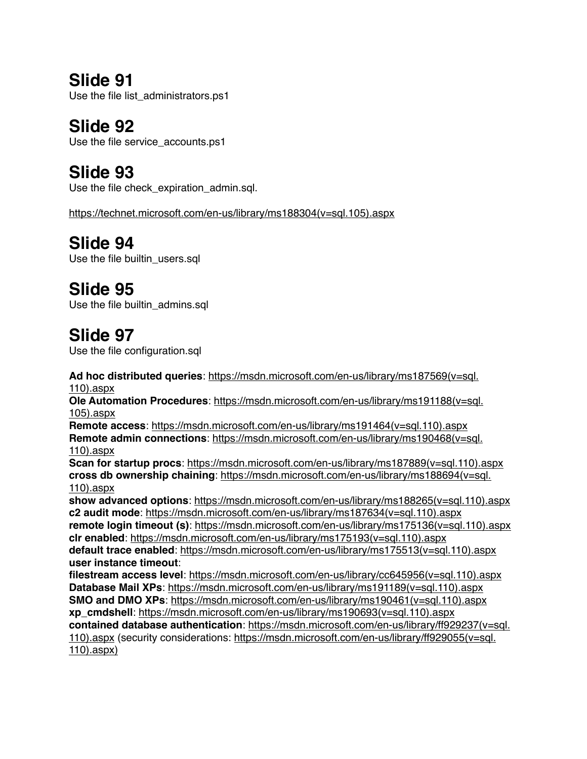## Slide 91

Use the file list_administrators.ps1

## Slide 92

Use the file service_accounts.ps1

## Slide 93

Use the file check_expiration_admin.sql.

https://technet.microsoft.com/en-us/library/ms188304(v=sql.105).aspx

## Slide 94

Use the file builtin_users.sql

## Slide 95

Use the file builtin_admins.sql

## Slide 97

Use the file configuration.sql

**Ad hoc distributed queries**: https://msdn.microsoft.com/en-us/library/ms187569(v=sql.110).aspx
**Ole Automation Procedures**: https://msdn.microsoft.com/en-us/library/ms191188(v=sql.105).aspx
**Remote access**: https://msdn.microsoft.com/en-us/library/ms191464(v=sql.110).aspx
**Remote admin connections**: https://msdn.microsoft.com/en-us/library/ms190468(v=sql.110).aspx
**Scan for startup procs**: https://msdn.microsoft.com/en-us/library/ms187889(v=sql.110).aspx
**cross db ownership chaining**: https://msdn.microsoft.com/en-us/library/ms188694(v=sql.110).aspx
**show advanced options**: https://msdn.microsoft.com/en-us/library/ms188265(v=sql.110).aspx
**c2 audit mode**: https://msdn.microsoft.com/en-us/library/ms187634(v=sql.110).aspx
**remote login timeout (s)**: https://msdn.microsoft.com/en-us/library/ms175136(v=sql.110).aspx
**clr enabled**: https://msdn.microsoft.com/en-us/library/ms175193(v=sql.110).aspx
**default trace enabled**: https://msdn.microsoft.com/en-us/library/ms175513(v=sql.110).aspx
**user instance timeout**:
**filestream access level**: https://msdn.microsoft.com/en-us/library/cc645956(v=sql.110).aspx
**Database Mail XPs**: https://msdn.microsoft.com/en-us/library/ms191189(v=sql.110).aspx
**SMO and DMO XPs**: https://msdn.microsoft.com/en-us/library/ms190461(v=sql.110).aspx
**xp_cmdshell**: https://msdn.microsoft.com/en-us/library/ms190693(v=sql.110).aspx
**contained database authentication**: https://msdn.microsoft.com/en-us/library/ff929237(v=sql.110).aspx (security considerations: https://msdn.microsoft.com/en-us/library/ff929055(v=sql.110).aspx)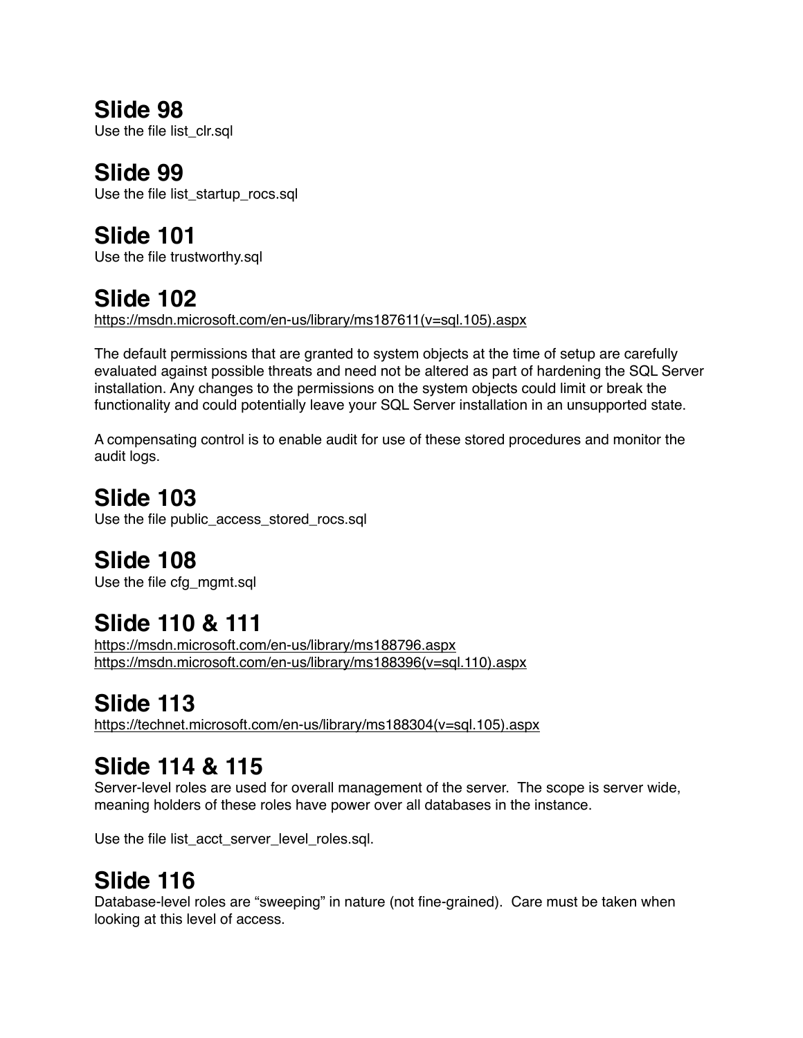## Slide 98

Use the file list_clr.sql

## Slide 99

Use the file list_startup_rocs.sql

## Slide 101

Use the file trustworthy.sql

## Slide 102

https://msdn.microsoft.com/en-us/library/ms187611(v=sql.105).aspx

The default permissions that are granted to system objects at the time of setup are carefully evaluated against possible threats and need not be altered as part of hardening the SQL Server installation. Any changes to the permissions on the system objects could limit or break the functionality and could potentially leave your SQL Server installation in an unsupported state.

A compensating control is to enable audit for use of these stored procedures and monitor the audit logs.

## Slide 103

Use the file public_access_stored_rocs.sql

## Slide 108

Use the file cfg_mgmt.sql

## Slide 110 & 111

https://msdn.microsoft.com/en-us/library/ms188796.aspx
https://msdn.microsoft.com/en-us/library/ms188396(v=sql.110).aspx

## Slide 113

https://technet.microsoft.com/en-us/library/ms188304(v=sql.105).aspx

## Slide 114 & 115

Server-level roles are used for overall management of the server. The scope is server wide, meaning holders of these roles have power over all databases in the instance.

Use the file list_acct_server_level_roles.sql.

## Slide 116

Database-level roles are "sweeping" in nature (not fine-grained). Care must be taken when looking at this level of access.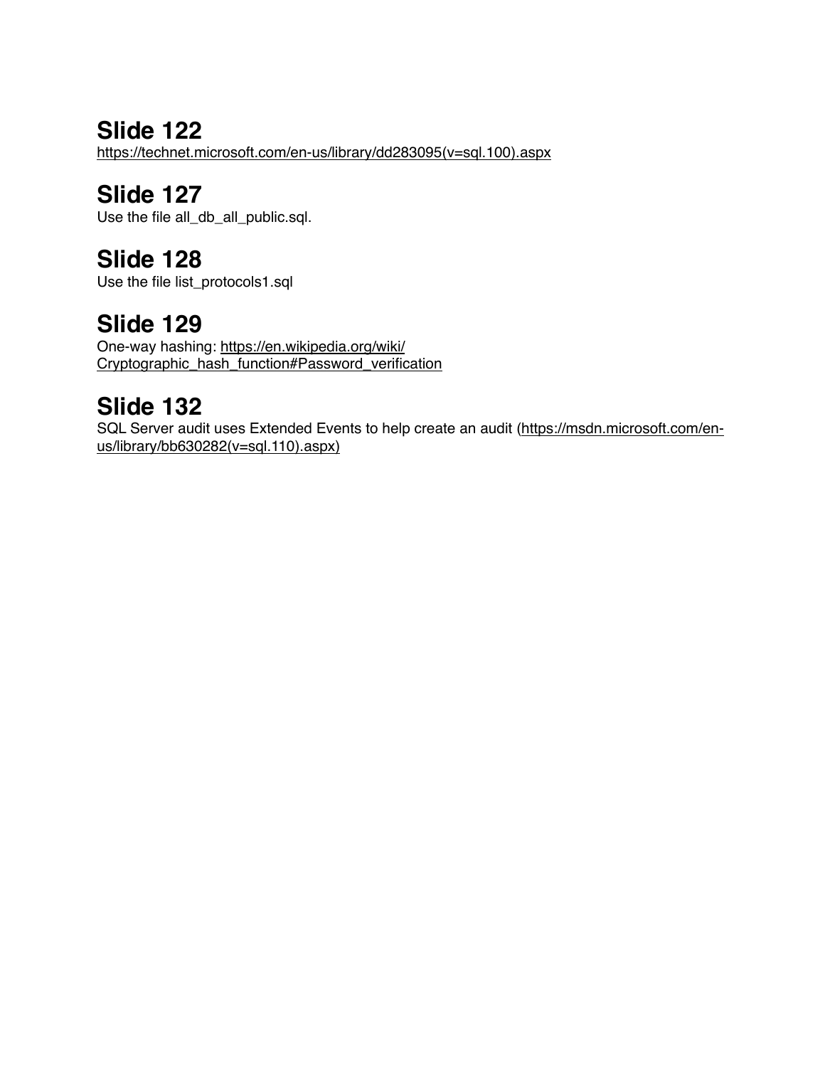## Slide 122

https://technet.microsoft.com/en-us/library/dd283095(v=sql.100).aspx

## Slide 127

Use the file all_db_all_public.sql.

## Slide 128

Use the file list_protocols1.sql

## Slide 129

One-way hashing: https://en.wikipedia.org/wiki/Cryptographic_hash_function#Password_verification

## Slide 132

SQL Server audit uses Extended Events to help create an audit (https://msdn.microsoft.com/en-us/library/bb630282(v=sql.110).aspx)